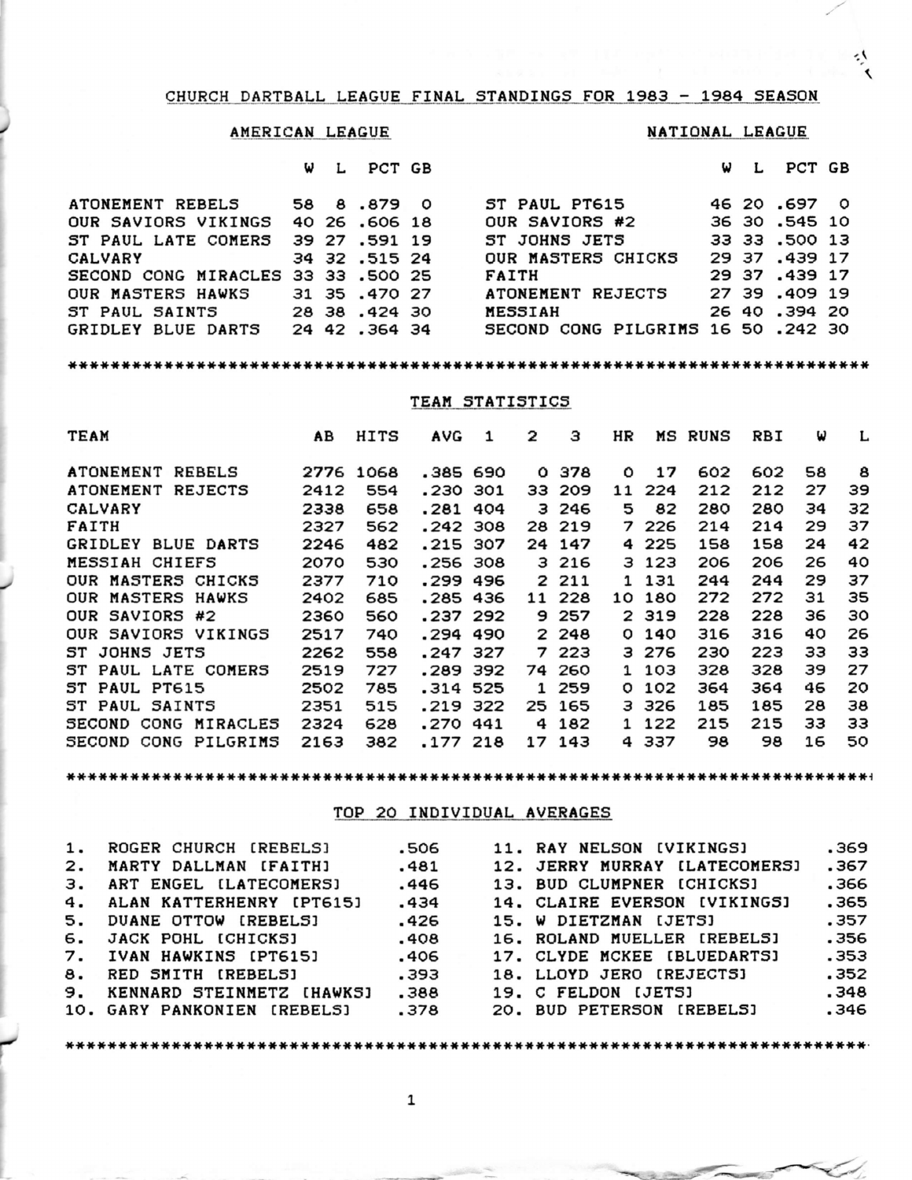## CHURCH DARTBALL LEAGUE FINAL STANDINGS FOR 1983 - 1984 SEASON

### AMERICAN LEAGUE

| | W | L | PCT | GB |
|---|---|---|---|---|
| ATONEMENT REBELS | 58 | 8 | .879 | 0 |
| OUR SAVIORS VIKINGS | 40 | 26 | .606 | 18 |
| ST PAUL LATE COMERS | 39 | 27 | .591 | 19 |
| CALVARY | 34 | 32 | .515 | 24 |
| SECOND CONG MIRACLES | 33 | 33 | .500 | 25 |
| OUR MASTERS HAWKS | 31 | 35 | .470 | 27 |
| ST PAUL SAINTS | 28 | 38 | .424 | 30 |
| GRIDLEY BLUE DARTS | 24 | 42 | .364 | 34 |

### NATIONAL LEAGUE

| | W | L | PCT | GB |
|---|---|---|---|---|
| ST PAUL PT615 | 46 | 20 | .697 | 0 |
| OUR SAVIORS #2 | 36 | 30 | .545 | 10 |
| ST JOHNS JETS | 33 | 33 | .500 | 13 |
| OUR MASTERS CHICKS | 29 | 37 | .439 | 17 |
| FAITH | 29 | 37 | .439 | 17 |
| ATONEMENT REJECTS | 27 | 39 | .409 | 19 |
| MESSIAH | 26 | 40 | .394 | 20 |
| SECOND CONG PILGRIMS | 16 | 50 | .242 | 30 |

********************************************************************************

### TEAM STATISTICS

| TEAM | AB | HITS | AVG | 1 | 2 | 3 | HR | MS | RUNS | RBI | W | L |
|---|---|---|---|---|---|---|---|---|---|---|---|---|
| ATONEMENT REBELS | 2776 | 1068 | .385 | 690 | 0 | 378 | 0 | 17 | 602 | 602 | 58 | 8 |
| ATONEMENT REJECTS | 2412 | 554 | .230 | 301 | 33 | 209 | 11 | 224 | 212 | 212 | 27 | 39 |
| CALVARY | 2338 | 658 | .281 | 404 | 3 | 246 | 5 | 82 | 280 | 280 | 34 | 32 |
| FAITH | 2327 | 562 | .242 | 308 | 28 | 219 | 7 | 226 | 214 | 214 | 29 | 37 |
| GRIDLEY BLUE DARTS | 2246 | 482 | .215 | 307 | 24 | 147 | 4 | 225 | 158 | 158 | 24 | 42 |
| MESSIAH CHIEFS | 2070 | 530 | .256 | 308 | 3 | 216 | 3 | 123 | 206 | 206 | 26 | 40 |
| OUR MASTERS CHICKS | 2377 | 710 | .299 | 496 | 2 | 211 | 1 | 131 | 244 | 244 | 29 | 37 |
| OUR MASTERS HAWKS | 2402 | 685 | .285 | 436 | 11 | 228 | 10 | 180 | 272 | 272 | 31 | 35 |
| OUR SAVIORS #2 | 2360 | 560 | .237 | 292 | 9 | 257 | 2 | 319 | 228 | 228 | 36 | 30 |
| OUR SAVIORS VIKINGS | 2517 | 740 | .294 | 490 | 2 | 248 | 0 | 140 | 316 | 316 | 40 | 26 |
| ST JOHNS JETS | 2262 | 558 | .247 | 327 | 7 | 223 | 3 | 276 | 230 | 223 | 33 | 33 |
| ST PAUL LATE COMERS | 2519 | 727 | .289 | 392 | 74 | 260 | 1 | 103 | 328 | 328 | 39 | 27 |
| ST PAUL PT615 | 2502 | 785 | .314 | 525 | 1 | 259 | 0 | 102 | 364 | 364 | 46 | 20 |
| ST PAUL SAINTS | 2351 | 515 | .219 | 322 | 25 | 165 | 3 | 326 | 185 | 185 | 28 | 38 |
| SECOND CONG MIRACLES | 2324 | 628 | .270 | 441 | 4 | 182 | 1 | 122 | 215 | 215 | 33 | 33 |
| SECOND CONG PILGRIMS | 2163 | 382 | .177 | 218 | 17 | 143 | 4 | 337 | 98 | 98 | 16 | 50 |

********************************************************************************

### TOP 20 INDIVIDUAL AVERAGES

| | Player | AVG |
|---|---|---|
| 1. | ROGER CHURCH [REBELS] | .506 |
| 2. | MARTY DALLMAN [FAITH] | .481 |
| 3. | ART ENGEL [LATECOMERS] | .446 |
| 4. | ALAN KATTERHENRY [PT615] | .434 |
| 5. | DUANE OTTOW [REBELS] | .426 |
| 6. | JACK POHL [CHICKS] | .408 |
| 7. | IVAN HAWKINS [PT615] | .406 |
| 8. | RED SMITH [REBELS] | .393 |
| 9. | KENNARD STEINMETZ [HAWKS] | .388 |
| 10. | GARY PANKONIEN [REBELS] | .378 |
| 11. | RAY NELSON [VIKINGS] | .369 |
| 12. | JERRY MURRAY [LATECOMERS] | .367 |
| 13. | BUD CLUMPNER [CHICKS] | .366 |
| 14. | CLAIRE EVERSON [VIKINGS] | .365 |
| 15. | W DIETZMAN [JETS] | .357 |
| 16. | ROLAND MUELLER [REBELS] | .356 |
| 17. | CLYDE MCKEE [BLUEDARTS] | .353 |
| 18. | LLOYD JERO [REJECTS] | .352 |
| 19. | C FELDON [JETS] | .348 |
| 20. | BUD PETERSON [REBELS] | .346 |

********************************************************************************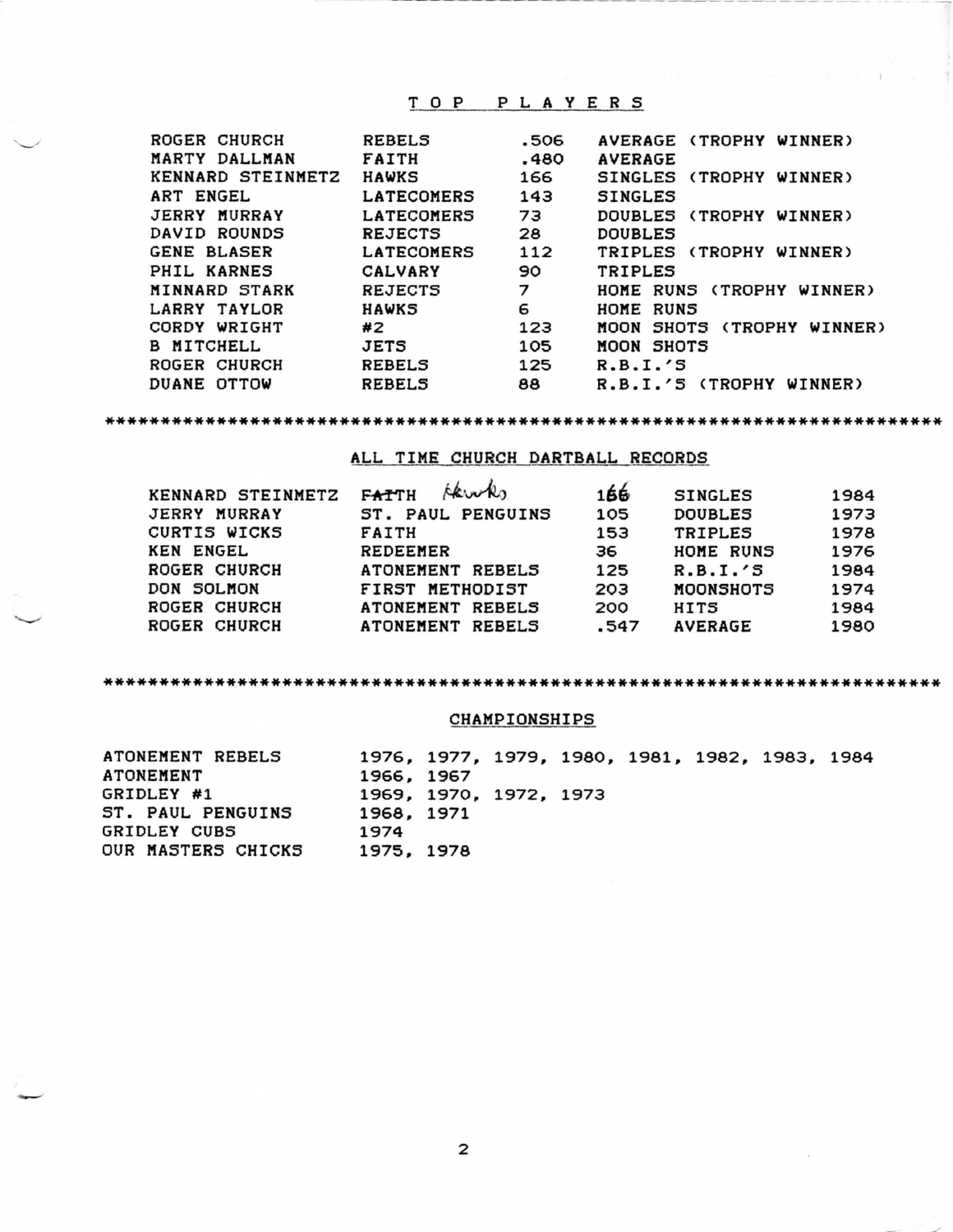## TOP PLAYERS

| | | | |
|---|---|---|---|
| ROGER CHURCH | REBELS | .506 | AVERAGE (TROPHY WINNER) |
| MARTY DALLMAN | FAITH | .480 | AVERAGE |
| KENNARD STEINMETZ | HAWKS | 166 | SINGLES (TROPHY WINNER) |
| ART ENGEL | LATECOMERS | 143 | SINGLES |
| JERRY MURRAY | LATECOMERS | 73 | DOUBLES (TROPHY WINNER) |
| DAVID ROUNDS | REJECTS | 28 | DOUBLES |
| GENE BLASER | LATECOMERS | 112 | TRIPLES (TROPHY WINNER) |
| PHIL KARNES | CALVARY | 90 | TRIPLES |
| MINNARD STARK | REJECTS | 7 | HOME RUNS (TROPHY WINNER) |
| LARRY TAYLOR | HAWKS | 6 | HOME RUNS |
| CORDY WRIGHT | #2 | 123 | MOON SHOTS (TROPHY WINNER) |
| B MITCHELL | JETS | 105 | MOON SHOTS |
| ROGER CHURCH | REBELS | 125 | R.B.I.'S |
| DUANE OTTOW | REBELS | 88 | R.B.I.'S (TROPHY WINNER) |

\*\*\*\*\*\*\*\*\*\*\*\*\*\*\*\*\*\*\*\*\*\*\*\*\*\*\*\*\*\*\*\*\*\*\*\*\*\*\*\*\*\*\*\*\*\*\*\*\*\*\*\*\*\*\*\*\*\*\*\*\*\*\*\*\*\*\*\*\*\*

## ALL TIME CHURCH DARTBALL RECORDS

| | | | | |
|---|---|---|---|---|
| KENNARD STEINMETZ | ~~FAITH~~ Hawks | 166 | SINGLES | 1984 |
| JERRY MURRAY | ST. PAUL PENGUINS | 105 | DOUBLES | 1973 |
| CURTIS WICKS | FAITH | 153 | TRIPLES | 1978 |
| KEN ENGEL | REDEEMER | 36 | HOME RUNS | 1976 |
| ROGER CHURCH | ATONEMENT REBELS | 125 | R.B.I.'S | 1984 |
| DON SOLMON | FIRST METHODIST | 203 | MOONSHOTS | 1974 |
| ROGER CHURCH | ATONEMENT REBELS | 200 | HITS | 1984 |
| ROGER CHURCH | ATONEMENT REBELS | .547 | AVERAGE | 1980 |

\*\*\*\*\*\*\*\*\*\*\*\*\*\*\*\*\*\*\*\*\*\*\*\*\*\*\*\*\*\*\*\*\*\*\*\*\*\*\*\*\*\*\*\*\*\*\*\*\*\*\*\*\*\*\*\*\*\*\*\*\*\*\*\*\*\*\*\*\*\*

## CHAMPIONSHIPS

| | |
|---|---|
| ATONEMENT REBELS | 1976, 1977, 1979, 1980, 1981, 1982, 1983, 1984 |
| ATONEMENT | 1966, 1967 |
| GRIDLEY #1 | 1969, 1970, 1972, 1973 |
| ST. PAUL PENGUINS | 1968, 1971 |
| GRIDLEY CUBS | 1974 |
| OUR MASTERS CHICKS | 1975, 1978 |